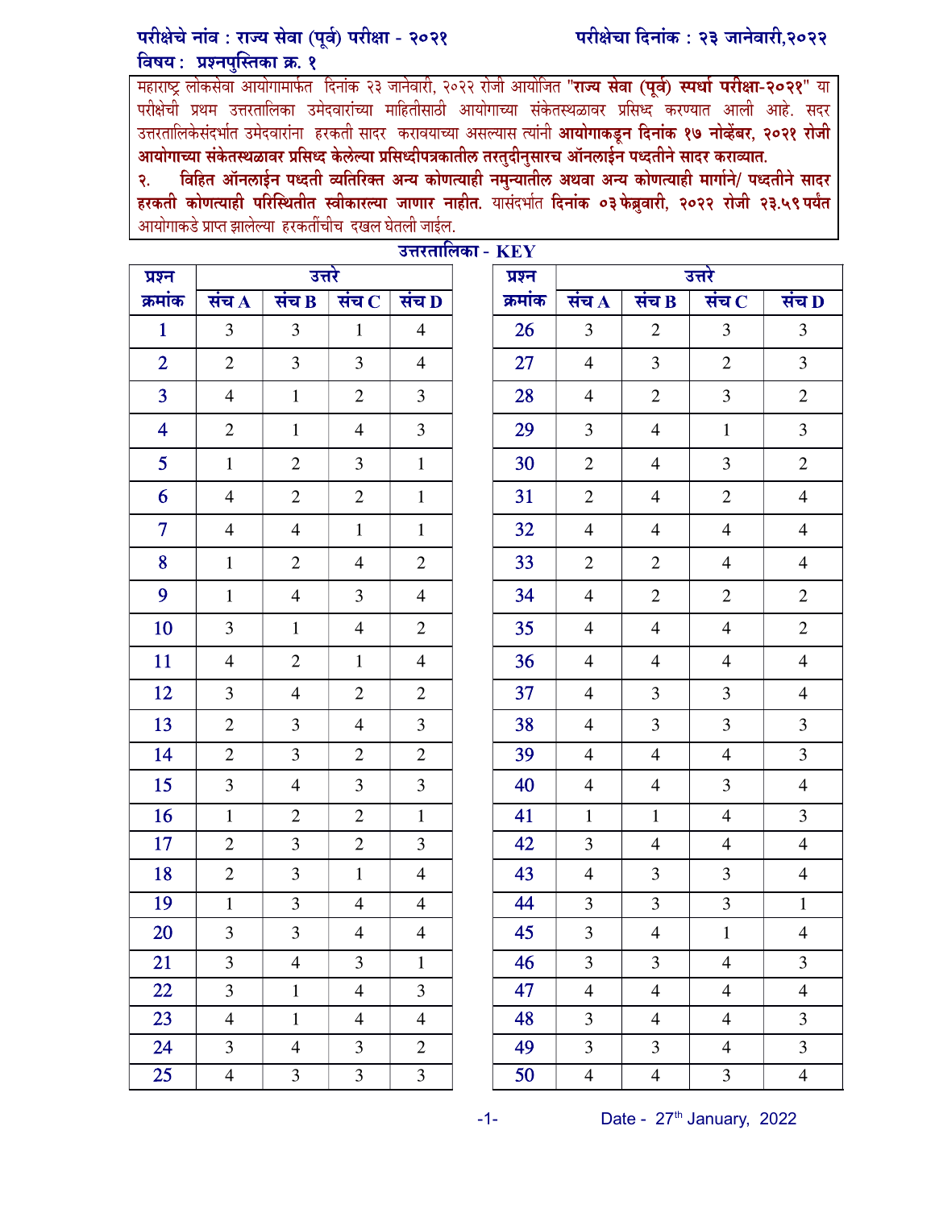**परीक्षेचे नांव : राज्य सेवा (पूर्व) परीक्षा - २०२१** **परीक्षेचा दिनांक : २३ जानेवारी,२०२२**

**विषय : प्रश्नपुस्तिका क्र. १**

महाराष्ट्र लोकसेवा आयोगामार्फत दिनांक २३ जानेवारी, २०२२ रोजी आयोजित **"राज्य सेवा (पूर्व) स्पर्धा परीक्षा-२०२१"** या परीक्षेची प्रथम उत्तरतालिका उमेदवारांच्या माहितीसाठी आयोगाच्या संकेतस्थळावर प्रसिध्द करण्यात आली आहे. सदर उत्तरतालिकेसंदर्भात उमेदवारांना हरकती सादर करावयाच्या असल्यास त्यांनी **आयोगाकडून दिनांक १७ नोव्हेंबर, २०२१ रोजी आयोगाच्या संकेतस्थळावर प्रसिध्द केलेल्या प्रसिध्दीपत्रकातील तरतुदीनुसारच ऑनलाईन पध्दतीने सादर कराव्यात.**

२. **विहित ऑनलाईन पध्दती व्यतिरिक्त अन्य कोणत्याही नमुन्यातील अथवा अन्य कोणत्याही मार्गाने/ पध्दतीने सादर हरकती कोणत्याही परिस्थितीत स्वीकारल्या जाणार नाहीत.** यासंदर्भात **दिनांक ०३ फेब्रुवारी, २०२२ रोजी २३.५९ पर्यंत** आयोगाकडे प्राप्त झालेल्या हरकतींचीच दखल घेतली जाईल.

**उत्तरतालिका - KEY**

| प्रश्न क्रमांक | उत्तरे संच A | संच B | संच C | संच D |
|---|---|---|---|---|
| 1 | 3 | 3 | 1 | 4 |
| 2 | 2 | 3 | 3 | 4 |
| 3 | 4 | 1 | 2 | 3 |
| 4 | 2 | 1 | 4 | 3 |
| 5 | 1 | 2 | 3 | 1 |
| 6 | 4 | 2 | 2 | 1 |
| 7 | 4 | 4 | 1 | 1 |
| 8 | 1 | 2 | 4 | 2 |
| 9 | 1 | 4 | 3 | 4 |
| 10 | 3 | 1 | 4 | 2 |
| 11 | 4 | 2 | 1 | 4 |
| 12 | 3 | 4 | 2 | 2 |
| 13 | 2 | 3 | 4 | 3 |
| 14 | 2 | 3 | 2 | 2 |
| 15 | 3 | 4 | 3 | 3 |
| 16 | 1 | 2 | 2 | 1 |
| 17 | 2 | 3 | 2 | 3 |
| 18 | 2 | 3 | 1 | 4 |
| 19 | 1 | 3 | 4 | 4 |
| 20 | 3 | 3 | 4 | 4 |
| 21 | 3 | 4 | 3 | 1 |
| 22 | 3 | 1 | 4 | 3 |
| 23 | 4 | 1 | 4 | 4 |
| 24 | 3 | 4 | 3 | 2 |
| 25 | 4 | 3 | 3 | 3 |
| 26 | 3 | 2 | 3 | 3 |
| 27 | 4 | 3 | 2 | 3 |
| 28 | 4 | 2 | 3 | 2 |
| 29 | 3 | 4 | 1 | 3 |
| 30 | 2 | 4 | 3 | 2 |
| 31 | 2 | 4 | 2 | 4 |
| 32 | 4 | 4 | 4 | 4 |
| 33 | 2 | 2 | 4 | 4 |
| 34 | 4 | 2 | 2 | 2 |
| 35 | 4 | 4 | 4 | 2 |
| 36 | 4 | 4 | 4 | 4 |
| 37 | 4 | 3 | 3 | 4 |
| 38 | 4 | 3 | 3 | 3 |
| 39 | 4 | 4 | 4 | 3 |
| 40 | 4 | 4 | 3 | 4 |
| 41 | 1 | 1 | 4 | 3 |
| 42 | 3 | 4 | 4 | 4 |
| 43 | 4 | 3 | 3 | 4 |
| 44 | 3 | 3 | 3 | 1 |
| 45 | 3 | 4 | 1 | 4 |
| 46 | 3 | 3 | 4 | 3 |
| 47 | 4 | 4 | 4 | 4 |
| 48 | 3 | 4 | 4 | 3 |
| 49 | 3 | 3 | 4 | 3 |
| 50 | 4 | 4 | 3 | 4 |

Date - 27th January, 2022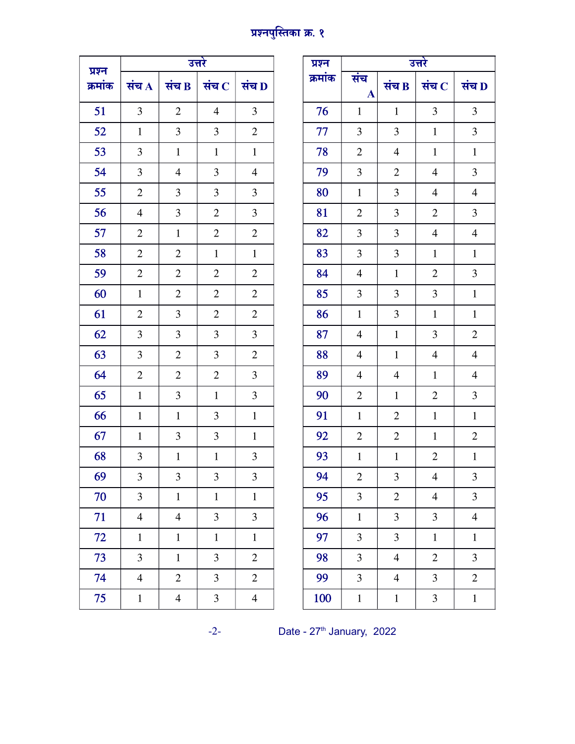## प्रश्नपुस्तिका क्र. १

| प्रश्न क्रमांक | उत्तरे | | | |
|---|---|---|---|---|
| | संच A | संच B | संच C | संच D |
| 51 | 3 | 2 | 4 | 3 |
| 52 | 1 | 3 | 3 | 2 |
| 53 | 3 | 1 | 1 | 1 |
| 54 | 3 | 4 | 3 | 4 |
| 55 | 2 | 3 | 3 | 3 |
| 56 | 4 | 3 | 2 | 3 |
| 57 | 2 | 1 | 2 | 2 |
| 58 | 2 | 2 | 1 | 1 |
| 59 | 2 | 2 | 2 | 2 |
| 60 | 1 | 2 | 2 | 2 |
| 61 | 2 | 3 | 2 | 2 |
| 62 | 3 | 3 | 3 | 3 |
| 63 | 3 | 2 | 3 | 2 |
| 64 | 2 | 2 | 2 | 3 |
| 65 | 1 | 3 | 1 | 3 |
| 66 | 1 | 1 | 3 | 1 |
| 67 | 1 | 3 | 3 | 1 |
| 68 | 3 | 1 | 1 | 3 |
| 69 | 3 | 3 | 3 | 3 |
| 70 | 3 | 1 | 1 | 1 |
| 71 | 4 | 4 | 3 | 3 |
| 72 | 1 | 1 | 1 | 1 |
| 73 | 3 | 1 | 3 | 2 |
| 74 | 4 | 2 | 3 | 2 |
| 75 | 1 | 4 | 3 | 4 |

| प्रश्न क्रमांक | उत्तरे | | | |
|---|---|---|---|---|
| | संच A | संच B | संच C | संच D |
| 76 | 1 | 1 | 3 | 3 |
| 77 | 3 | 3 | 1 | 3 |
| 78 | 2 | 4 | 1 | 1 |
| 79 | 3 | 2 | 4 | 3 |
| 80 | 1 | 3 | 4 | 4 |
| 81 | 2 | 3 | 2 | 3 |
| 82 | 3 | 3 | 4 | 4 |
| 83 | 3 | 3 | 1 | 1 |
| 84 | 4 | 1 | 2 | 3 |
| 85 | 3 | 3 | 3 | 1 |
| 86 | 1 | 3 | 1 | 1 |
| 87 | 4 | 1 | 3 | 2 |
| 88 | 4 | 1 | 4 | 4 |
| 89 | 4 | 4 | 1 | 4 |
| 90 | 2 | 1 | 2 | 3 |
| 91 | 1 | 2 | 1 | 1 |
| 92 | 2 | 2 | 1 | 2 |
| 93 | 1 | 1 | 2 | 1 |
| 94 | 2 | 3 | 4 | 3 |
| 95 | 3 | 2 | 4 | 3 |
| 96 | 1 | 3 | 3 | 4 |
| 97 | 3 | 3 | 1 | 1 |
| 98 | 3 | 4 | 2 | 3 |
| 99 | 3 | 4 | 3 | 2 |
| 100 | 1 | 1 | 3 | 1 |

Date - 27th January, 2022